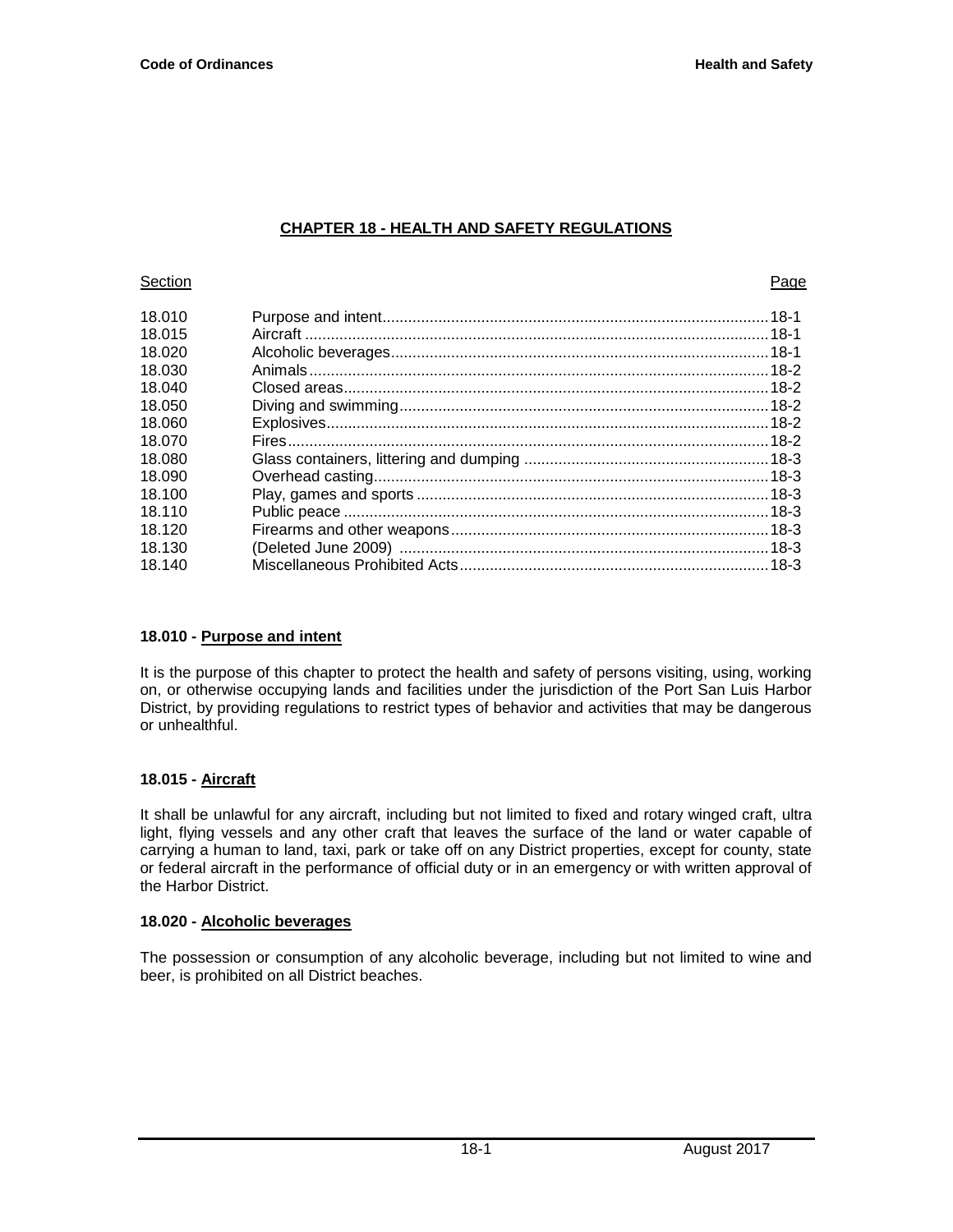# CHAPTER 18 - HEALTH AND SAFETY REGULATIONS

| Section | | Page |
|---|---|---|
| 18.010 | Purpose and intent | 18-1 |
| 18.015 | Aircraft | 18-1 |
| 18.020 | Alcoholic beverages | 18-1 |
| 18.030 | Animals | 18-2 |
| 18.040 | Closed areas | 18-2 |
| 18.050 | Diving and swimming | 18-2 |
| 18.060 | Explosives | 18-2 |
| 18.070 | Fires | 18-2 |
| 18.080 | Glass containers, littering and dumping | 18-3 |
| 18.090 | Overhead casting | 18-3 |
| 18.100 | Play, games and sports | 18-3 |
| 18.110 | Public peace | 18-3 |
| 18.120 | Firearms and other weapons | 18-3 |
| 18.130 | (Deleted June 2009) | 18-3 |
| 18.140 | Miscellaneous Prohibited Acts | 18-3 |

### 18.010 - Purpose and intent

It is the purpose of this chapter to protect the health and safety of persons visiting, using, working on, or otherwise occupying lands and facilities under the jurisdiction of the Port San Luis Harbor District, by providing regulations to restrict types of behavior and activities that may be dangerous or unhealthful.

### 18.015 - Aircraft

It shall be unlawful for any aircraft, including but not limited to fixed and rotary winged craft, ultra light, flying vessels and any other craft that leaves the surface of the land or water capable of carrying a human to land, taxi, park or take off on any District properties, except for county, state or federal aircraft in the performance of official duty or in an emergency or with written approval of the Harbor District.

### 18.020 - Alcoholic beverages

The possession or consumption of any alcoholic beverage, including but not limited to wine and beer, is prohibited on all District beaches.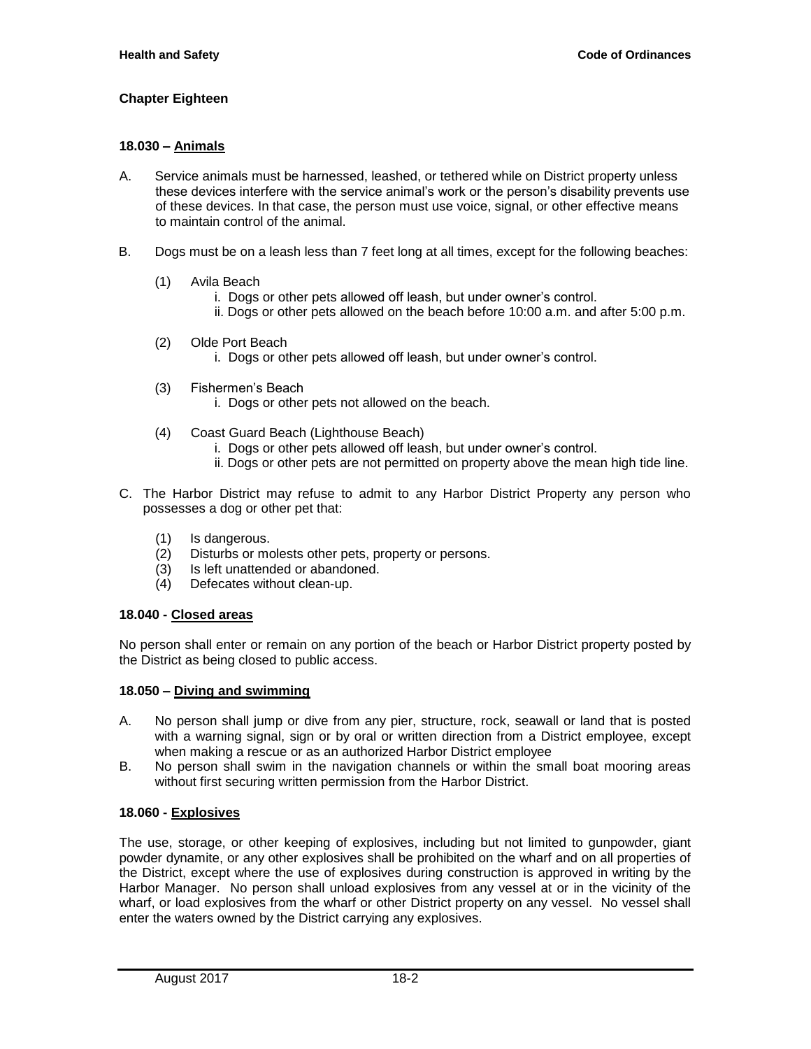## Chapter Eighteen

### 18.030 – Animals

A. Service animals must be harnessed, leashed, or tethered while on District property unless these devices interfere with the service animal's work or the person's disability prevents use of these devices. In that case, the person must use voice, signal, or other effective means to maintain control of the animal.

B. Dogs must be on a leash less than 7 feet long at all times, except for the following beaches:

   (1) Avila Beach
      i. Dogs or other pets allowed off leash, but under owner's control.
      ii. Dogs or other pets allowed on the beach before 10:00 a.m. and after 5:00 p.m.

   (2) Olde Port Beach
      i. Dogs or other pets allowed off leash, but under owner's control.

   (3) Fishermen's Beach
      i. Dogs or other pets not allowed on the beach.

   (4) Coast Guard Beach (Lighthouse Beach)
      i. Dogs or other pets allowed off leash, but under owner's control.
      ii. Dogs or other pets are not permitted on property above the mean high tide line.

C. The Harbor District may refuse to admit to any Harbor District Property any person who possesses a dog or other pet that:

   (1) Is dangerous.
   (2) Disturbs or molests other pets, property or persons.
   (3) Is left unattended or abandoned.
   (4) Defecates without clean-up.

### 18.040 - Closed areas

No person shall enter or remain on any portion of the beach or Harbor District property posted by the District as being closed to public access.

### 18.050 – Diving and swimming

A. No person shall jump or dive from any pier, structure, rock, seawall or land that is posted with a warning signal, sign or by oral or written direction from a District employee, except when making a rescue or as an authorized Harbor District employee

B. No person shall swim in the navigation channels or within the small boat mooring areas without first securing written permission from the Harbor District.

### 18.060 - Explosives

The use, storage, or other keeping of explosives, including but not limited to gunpowder, giant powder dynamite, or any other explosives shall be prohibited on the wharf and on all properties of the District, except where the use of explosives during construction is approved in writing by the Harbor Manager. No person shall unload explosives from any vessel at or in the vicinity of the wharf, or load explosives from the wharf or other District property on any vessel. No vessel shall enter the waters owned by the District carrying any explosives.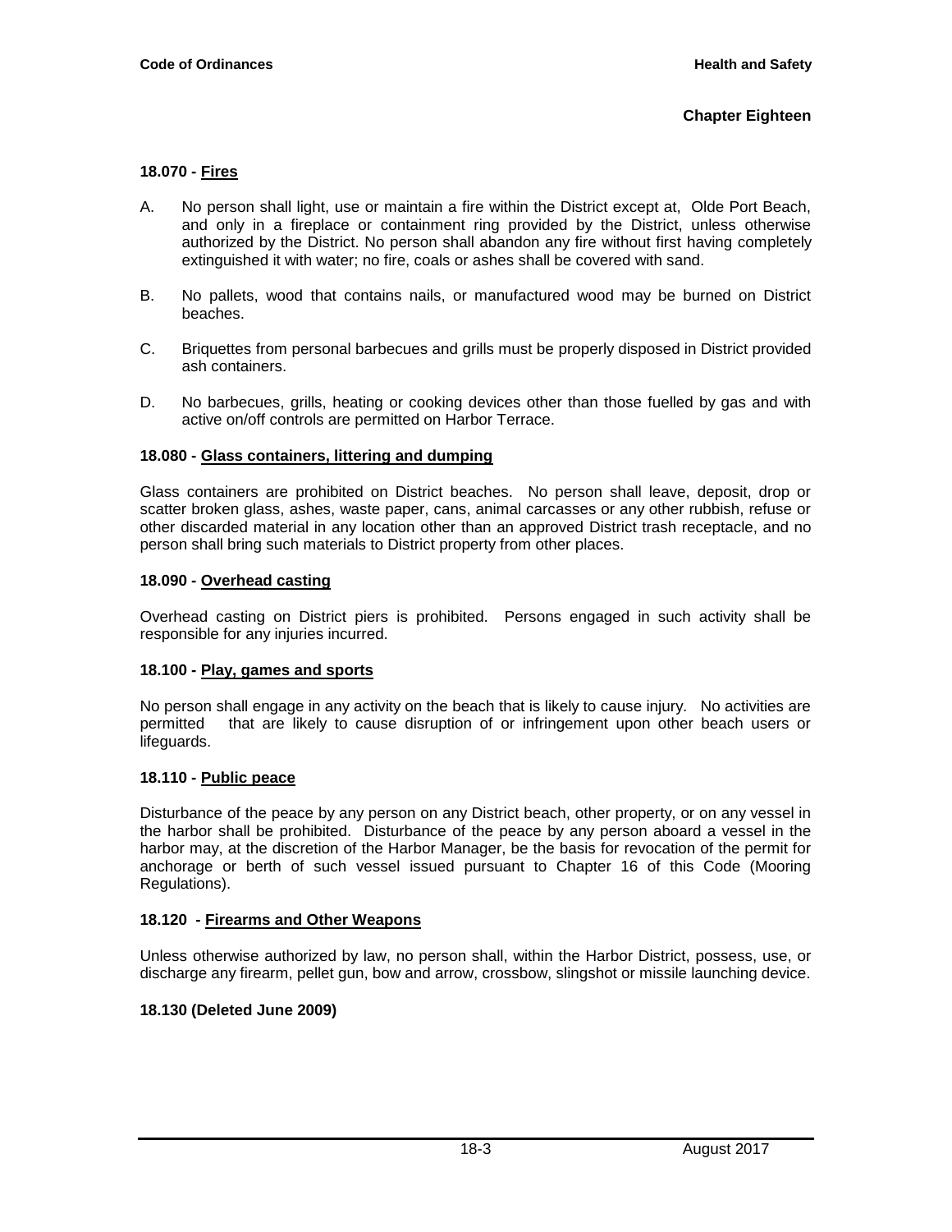## 18.070 - Fires

A. No person shall light, use or maintain a fire within the District except at, Olde Port Beach, and only in a fireplace or containment ring provided by the District, unless otherwise authorized by the District. No person shall abandon any fire without first having completely extinguished it with water; no fire, coals or ashes shall be covered with sand.

B. No pallets, wood that contains nails, or manufactured wood may be burned on District beaches.

C. Briquettes from personal barbecues and grills must be properly disposed in District provided ash containers.

D. No barbecues, grills, heating or cooking devices other than those fuelled by gas and with active on/off controls are permitted on Harbor Terrace.

## 18.080 - Glass containers, littering and dumping

Glass containers are prohibited on District beaches. No person shall leave, deposit, drop or scatter broken glass, ashes, waste paper, cans, animal carcasses or any other rubbish, refuse or other discarded material in any location other than an approved District trash receptacle, and no person shall bring such materials to District property from other places.

## 18.090 - Overhead casting

Overhead casting on District piers is prohibited. Persons engaged in such activity shall be responsible for any injuries incurred.

## 18.100 - Play, games and sports

No person shall engage in any activity on the beach that is likely to cause injury. No activities are permitted that are likely to cause disruption of or infringement upon other beach users or lifeguards.

## 18.110 - Public peace

Disturbance of the peace by any person on any District beach, other property, or on any vessel in the harbor shall be prohibited. Disturbance of the peace by any person aboard a vessel in the harbor may, at the discretion of the Harbor Manager, be the basis for revocation of the permit for anchorage or berth of such vessel issued pursuant to Chapter 16 of this Code (Mooring Regulations).

## 18.120 - Firearms and Other Weapons

Unless otherwise authorized by law, no person shall, within the Harbor District, possess, use, or discharge any firearm, pellet gun, bow and arrow, crossbow, slingshot or missile launching device.

## 18.130 (Deleted June 2009)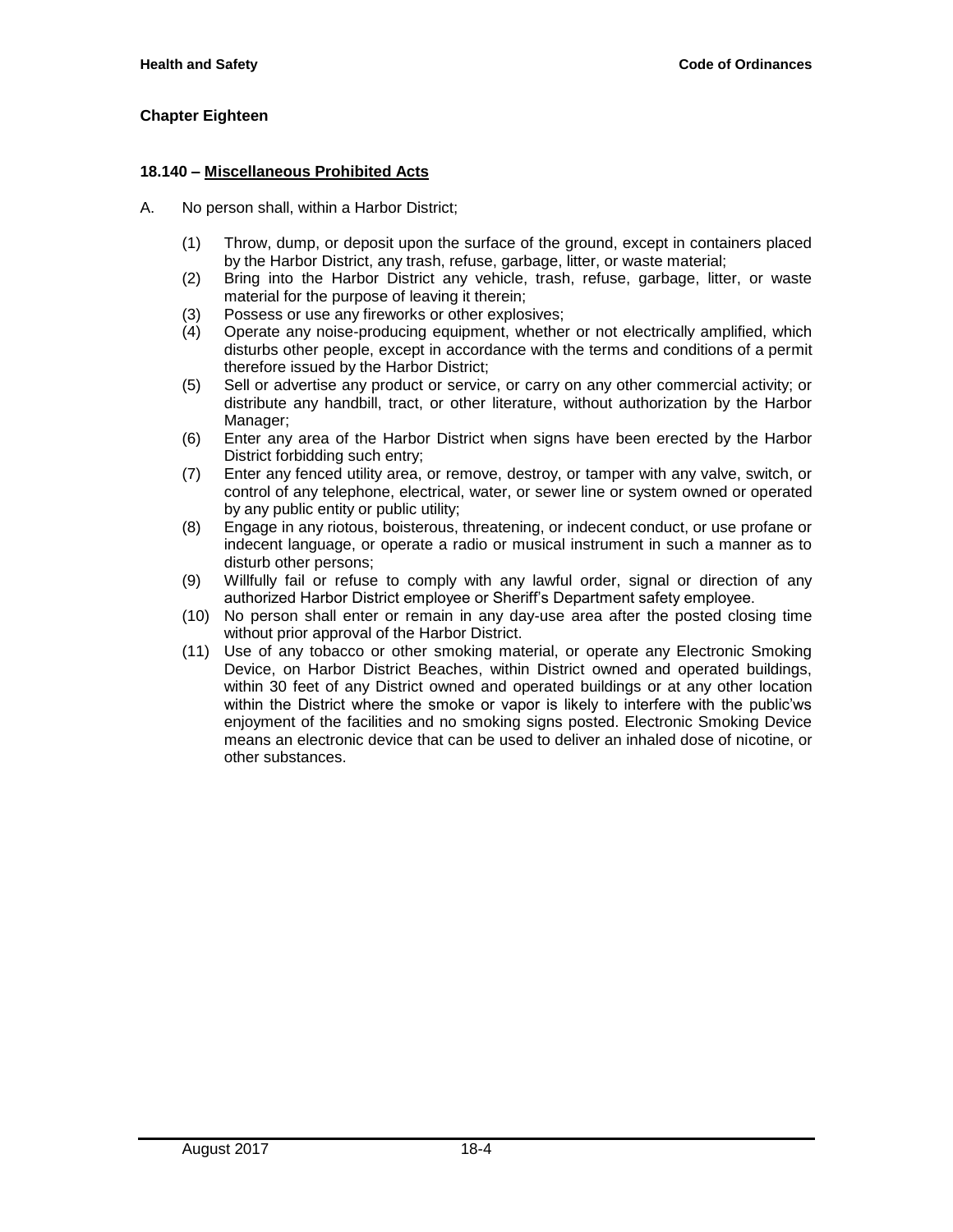## Chapter Eighteen

### 18.140 – Miscellaneous Prohibited Acts

A. No person shall, within a Harbor District;

(1) Throw, dump, or deposit upon the surface of the ground, except in containers placed by the Harbor District, any trash, refuse, garbage, litter, or waste material;
(2) Bring into the Harbor District any vehicle, trash, refuse, garbage, litter, or waste material for the purpose of leaving it therein;
(3) Possess or use any fireworks or other explosives;
(4) Operate any noise-producing equipment, whether or not electrically amplified, which disturbs other people, except in accordance with the terms and conditions of a permit therefore issued by the Harbor District;
(5) Sell or advertise any product or service, or carry on any other commercial activity; or distribute any handbill, tract, or other literature, without authorization by the Harbor Manager;
(6) Enter any area of the Harbor District when signs have been erected by the Harbor District forbidding such entry;
(7) Enter any fenced utility area, or remove, destroy, or tamper with any valve, switch, or control of any telephone, electrical, water, or sewer line or system owned or operated by any public entity or public utility;
(8) Engage in any riotous, boisterous, threatening, or indecent conduct, or use profane or indecent language, or operate a radio or musical instrument in such a manner as to disturb other persons;
(9) Willfully fail or refuse to comply with any lawful order, signal or direction of any authorized Harbor District employee or Sheriff's Department safety employee.
(10) No person shall enter or remain in any day-use area after the posted closing time without prior approval of the Harbor District.
(11) Use of any tobacco or other smoking material, or operate any Electronic Smoking Device, on Harbor District Beaches, within District owned and operated buildings, within 30 feet of any District owned and operated buildings or at any other location within the District where the smoke or vapor is likely to interfere with the public'ws enjoyment of the facilities and no smoking signs posted. Electronic Smoking Device means an electronic device that can be used to deliver an inhaled dose of nicotine, or other substances.